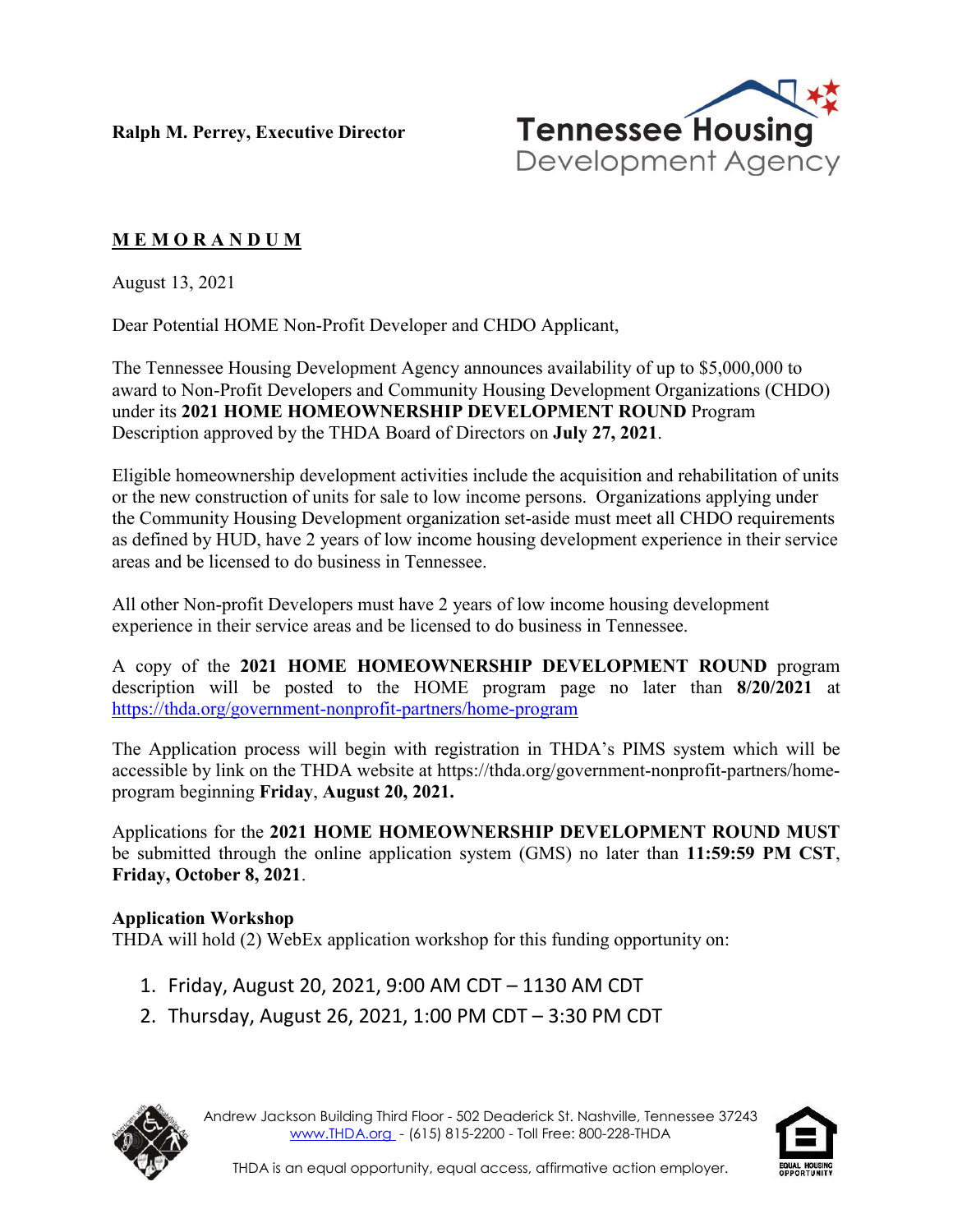Ralph M. Perrey, Executive Director

Tennessee Housing Development Agency

**M E M O R A N D U M**

August 13, 2021

Dear Potential HOME Non-Profit Developer and CHDO Applicant,

The Tennessee Housing Development Agency announces availability of up to $5,000,000 to award to Non-Profit Developers and Community Housing Development Organizations (CHDO) under its **2021 HOME HOMEOWNERSHIP DEVELOPMENT ROUND** Program Description approved by the THDA Board of Directors on **July 27, 2021**.

Eligible homeownership development activities include the acquisition and rehabilitation of units or the new construction of units for sale to low income persons. Organizations applying under the Community Housing Development organization set-aside must meet all CHDO requirements as defined by HUD, have 2 years of low income housing development experience in their service areas and be licensed to do business in Tennessee.

All other Non-profit Developers must have 2 years of low income housing development experience in their service areas and be licensed to do business in Tennessee.

A copy of the **2021 HOME HOMEOWNERSHIP DEVELOPMENT ROUND** program description will be posted to the HOME program page no later than **8/20/2021** at https://thda.org/government-nonprofit-partners/home-program

The Application process will begin with registration in THDA's PIMS system which will be accessible by link on the THDA website at https://thda.org/government-nonprofit-partners/home-program beginning **Friday**, **August 20, 2021.**

Applications for the **2021 HOME HOMEOWNERSHIP DEVELOPMENT ROUND MUST** be submitted through the online application system (GMS) no later than **11:59:59 PM CST**, **Friday, October 8, 2021**.

**Application Workshop**

THDA will hold (2) WebEx application workshop for this funding opportunity on:

1. Friday, August 20, 2021, 9:00 AM CDT – 1130 AM CDT
2. Thursday, August 26, 2021, 1:00 PM CDT – 3:30 PM CDT

Andrew Jackson Building Third Floor - 502 Deaderick St. Nashville, Tennessee 37243
www.THDA.org - (615) 815-2200 - Toll Free: 800-228-THDA

THDA is an equal opportunity, equal access, affirmative action employer.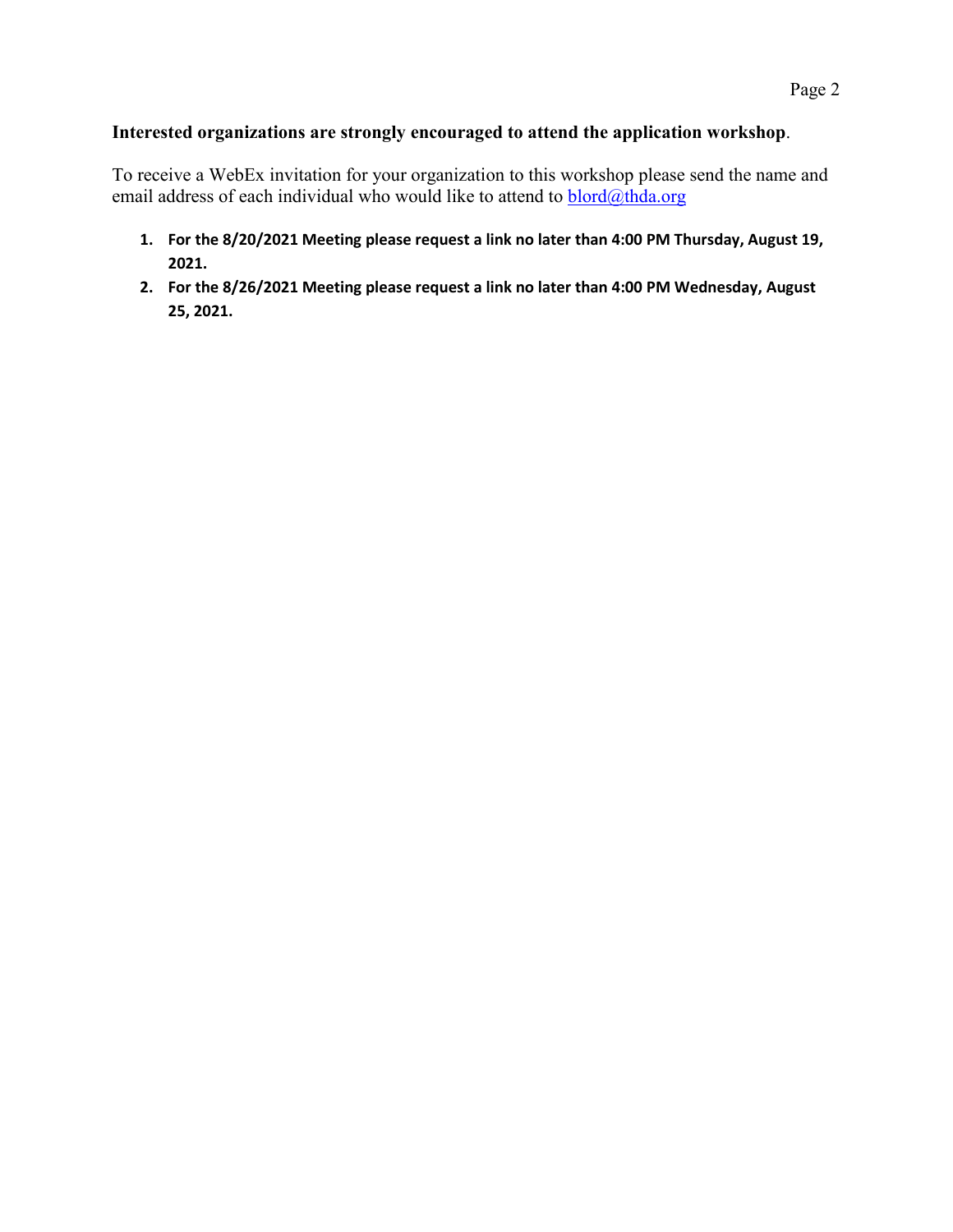**Interested organizations are strongly encouraged to attend the application workshop**.

To receive a WebEx invitation for your organization to this workshop please send the name and email address of each individual who would like to attend to blord@thda.org

1. **For the 8/20/2021 Meeting please request a link no later than 4:00 PM Thursday, August 19, 2021.**
2. **For the 8/26/2021 Meeting please request a link no later than 4:00 PM Wednesday, August 25, 2021.**